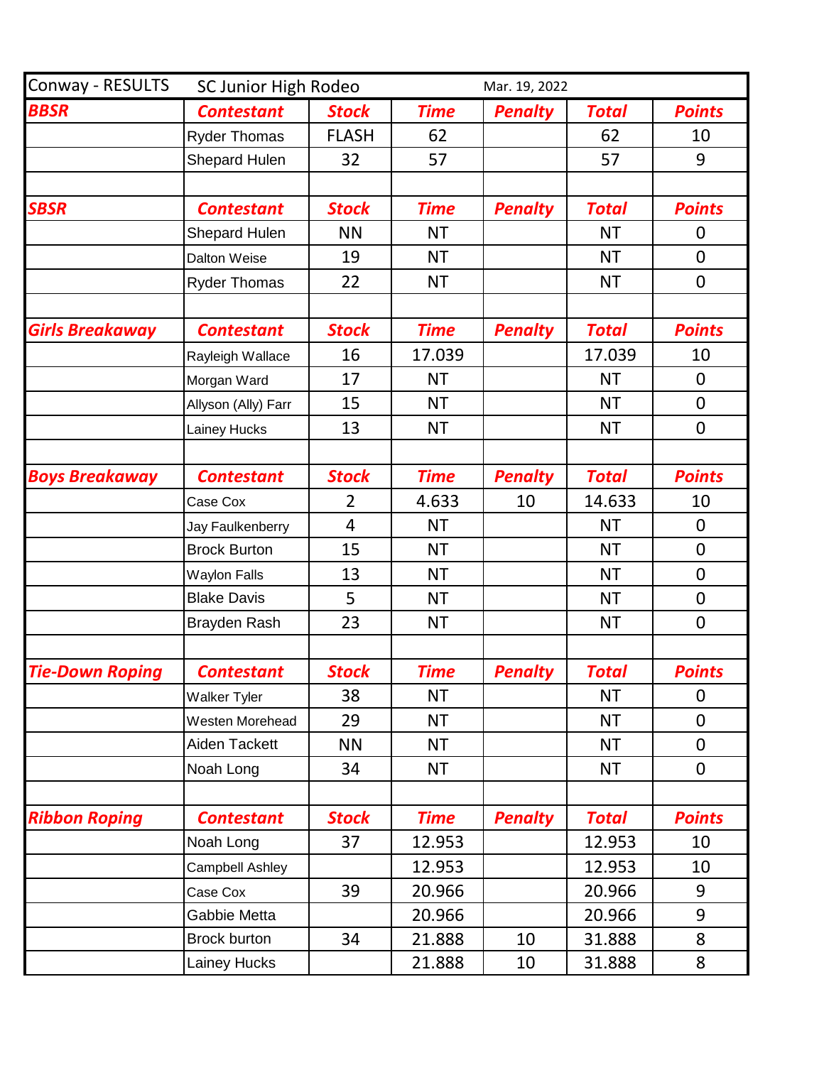| Conway - RESULTS | SC Junior High Rodeo | | | Mar. 19, 2022 | | |
|---|---|---|---|---|---|---|
| **BBSR** | **Contestant** | **Stock** | **Time** | **Penalty** | **Total** | **Points** |
| | Ryder Thomas | FLASH | 62 | | 62 | 10 |
| | Shepard Hulen | 32 | 57 | | 57 | 9 |
| | | | | | | |
| **SBSR** | **Contestant** | **Stock** | **Time** | **Penalty** | **Total** | **Points** |
| | Shepard Hulen | NN | NT | | NT | 0 |
| | Dalton Weise | 19 | NT | | NT | 0 |
| | Ryder Thomas | 22 | NT | | NT | 0 |
| | | | | | | |
| **Girls Breakaway** | **Contestant** | **Stock** | **Time** | **Penalty** | **Total** | **Points** |
| | Rayleigh Wallace | 16 | 17.039 | | 17.039 | 10 |
| | Morgan Ward | 17 | NT | | NT | 0 |
| | Allyson (Ally) Farr | 15 | NT | | NT | 0 |
| | Lainey Hucks | 13 | NT | | NT | 0 |
| | | | | | | |
| **Boys Breakaway** | **Contestant** | **Stock** | **Time** | **Penalty** | **Total** | **Points** |
| | Case Cox | 2 | 4.633 | 10 | 14.633 | 10 |
| | Jay Faulkenberry | 4 | NT | | NT | 0 |
| | Brock Burton | 15 | NT | | NT | 0 |
| | Waylon Falls | 13 | NT | | NT | 0 |
| | Blake Davis | 5 | NT | | NT | 0 |
| | Brayden Rash | 23 | NT | | NT | 0 |
| | | | | | | |
| **Tie-Down Roping** | **Contestant** | **Stock** | **Time** | **Penalty** | **Total** | **Points** |
| | Walker Tyler | 38 | NT | | NT | 0 |
| | Westen Morehead | 29 | NT | | NT | 0 |
| | Aiden Tackett | NN | NT | | NT | 0 |
| | Noah Long | 34 | NT | | NT | 0 |
| | | | | | | |
| **Ribbon Roping** | **Contestant** | **Stock** | **Time** | **Penalty** | **Total** | **Points** |
| | Noah Long | 37 | 12.953 | | 12.953 | 10 |
| | Campbell Ashley | | 12.953 | | 12.953 | 10 |
| | Case Cox | 39 | 20.966 | | 20.966 | 9 |
| | Gabbie Metta | | 20.966 | | 20.966 | 9 |
| | Brock burton | 34 | 21.888 | 10 | 31.888 | 8 |
| | Lainey Hucks | | 21.888 | 10 | 31.888 | 8 |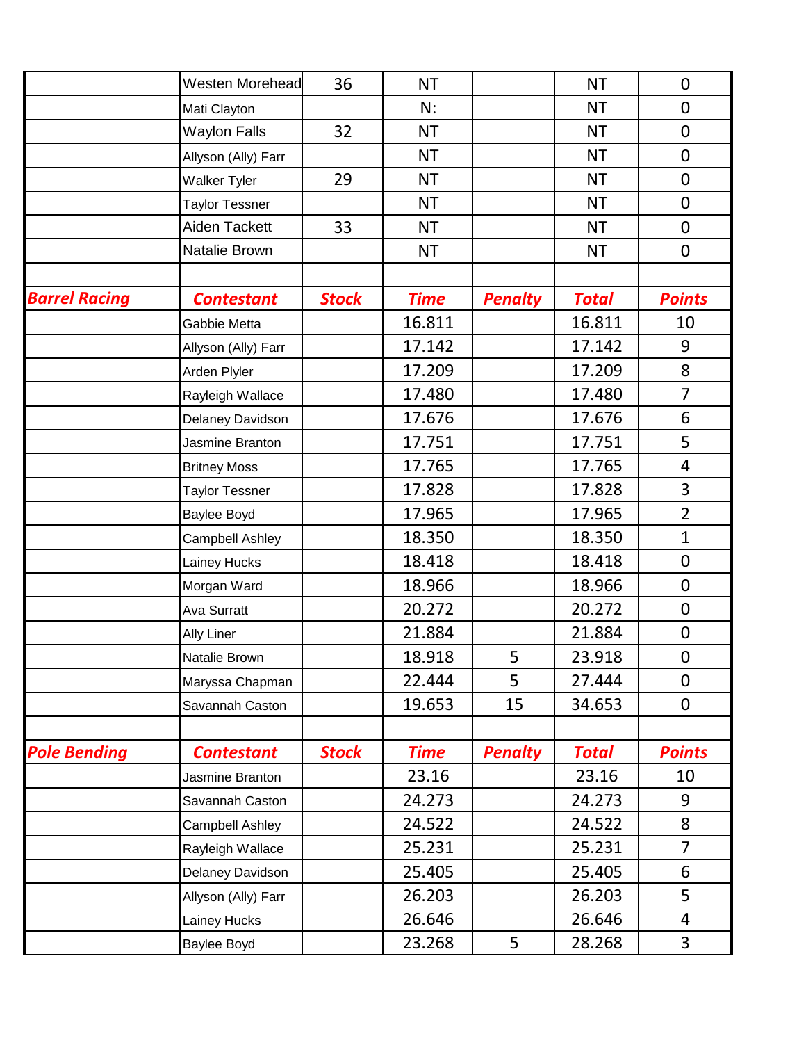| | | | | | | |
|---|---|---|---|---|---|---|
| | Westen Morehead | 36 | NT | | NT | 0 |
| | Mati Clayton | | N: | | NT | 0 |
| | Waylon Falls | 32 | NT | | NT | 0 |
| | Allyson (Ally) Farr | | NT | | NT | 0 |
| | Walker Tyler | 29 | NT | | NT | 0 |
| | Taylor Tessner | | NT | | NT | 0 |
| | Aiden Tackett | 33 | NT | | NT | 0 |
| | Natalie Brown | | NT | | NT | 0 |
| | | | | | | |
| ***Barrel Racing*** | ***Contestant*** | ***Stock*** | ***Time*** | ***Penalty*** | ***Total*** | ***Points*** |
| | Gabbie Metta | | 16.811 | | 16.811 | 10 |
| | Allyson (Ally) Farr | | 17.142 | | 17.142 | 9 |
| | Arden Plyler | | 17.209 | | 17.209 | 8 |
| | Rayleigh Wallace | | 17.480 | | 17.480 | 7 |
| | Delaney Davidson | | 17.676 | | 17.676 | 6 |
| | Jasmine Branton | | 17.751 | | 17.751 | 5 |
| | Britney Moss | | 17.765 | | 17.765 | 4 |
| | Taylor Tessner | | 17.828 | | 17.828 | 3 |
| | Baylee Boyd | | 17.965 | | 17.965 | 2 |
| | Campbell Ashley | | 18.350 | | 18.350 | 1 |
| | Lainey Hucks | | 18.418 | | 18.418 | 0 |
| | Morgan Ward | | 18.966 | | 18.966 | 0 |
| | Ava Surratt | | 20.272 | | 20.272 | 0 |
| | Ally Liner | | 21.884 | | 21.884 | 0 |
| | Natalie Brown | | 18.918 | 5 | 23.918 | 0 |
| | Maryssa Chapman | | 22.444 | 5 | 27.444 | 0 |
| | Savannah Caston | | 19.653 | 15 | 34.653 | 0 |
| | | | | | | |
| ***Pole Bending*** | ***Contestant*** | ***Stock*** | ***Time*** | ***Penalty*** | ***Total*** | ***Points*** |
| | Jasmine Branton | | 23.16 | | 23.16 | 10 |
| | Savannah Caston | | 24.273 | | 24.273 | 9 |
| | Campbell Ashley | | 24.522 | | 24.522 | 8 |
| | Rayleigh Wallace | | 25.231 | | 25.231 | 7 |
| | Delaney Davidson | | 25.405 | | 25.405 | 6 |
| | Allyson (Ally) Farr | | 26.203 | | 26.203 | 5 |
| | Lainey Hucks | | 26.646 | | 26.646 | 4 |
| | Baylee Boyd | | 23.268 | 5 | 28.268 | 3 |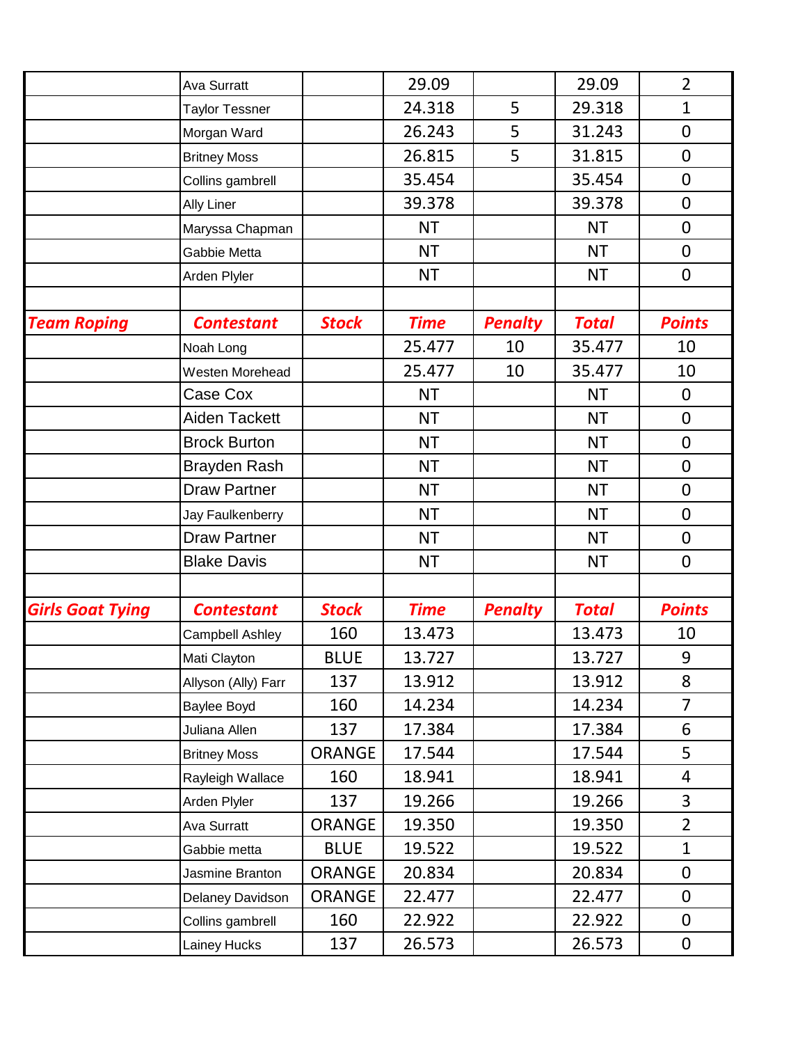| | | | | | | |
|---|---|---|---|---|---|---|
| | Ava Surratt | | 29.09 | | 29.09 | 2 |
| | Taylor Tessner | | 24.318 | 5 | 29.318 | 1 |
| | Morgan Ward | | 26.243 | 5 | 31.243 | 0 |
| | Britney Moss | | 26.815 | 5 | 31.815 | 0 |
| | Collins gambrell | | 35.454 | | 35.454 | 0 |
| | Ally Liner | | 39.378 | | 39.378 | 0 |
| | Maryssa Chapman | | NT | | NT | 0 |
| | Gabbie Metta | | NT | | NT | 0 |
| | Arden Plyler | | NT | | NT | 0 |
| | | | | | | |
| ***Team Roping*** | ***Contestant*** | ***Stock*** | ***Time*** | ***Penalty*** | ***Total*** | ***Points*** |
| | Noah Long | | 25.477 | 10 | 35.477 | 10 |
| | Westen Morehead | | 25.477 | 10 | 35.477 | 10 |
| | Case Cox | | NT | | NT | 0 |
| | Aiden Tackett | | NT | | NT | 0 |
| | Brock Burton | | NT | | NT | 0 |
| | Brayden Rash | | NT | | NT | 0 |
| | Draw Partner | | NT | | NT | 0 |
| | Jay Faulkenberry | | NT | | NT | 0 |
| | Draw Partner | | NT | | NT | 0 |
| | Blake Davis | | NT | | NT | 0 |
| | | | | | | |
| ***Girls Goat Tying*** | ***Contestant*** | ***Stock*** | ***Time*** | ***Penalty*** | ***Total*** | ***Points*** |
| | Campbell Ashley | 160 | 13.473 | | 13.473 | 10 |
| | Mati Clayton | BLUE | 13.727 | | 13.727 | 9 |
| | Allyson (Ally) Farr | 137 | 13.912 | | 13.912 | 8 |
| | Baylee Boyd | 160 | 14.234 | | 14.234 | 7 |
| | Juliana Allen | 137 | 17.384 | | 17.384 | 6 |
| | Britney Moss | ORANGE | 17.544 | | 17.544 | 5 |
| | Rayleigh Wallace | 160 | 18.941 | | 18.941 | 4 |
| | Arden Plyler | 137 | 19.266 | | 19.266 | 3 |
| | Ava Surratt | ORANGE | 19.350 | | 19.350 | 2 |
| | Gabbie metta | BLUE | 19.522 | | 19.522 | 1 |
| | Jasmine Branton | ORANGE | 20.834 | | 20.834 | 0 |
| | Delaney Davidson | ORANGE | 22.477 | | 22.477 | 0 |
| | Collins gambrell | 160 | 22.922 | | 22.922 | 0 |
| | Lainey Hucks | 137 | 26.573 | | 26.573 | 0 |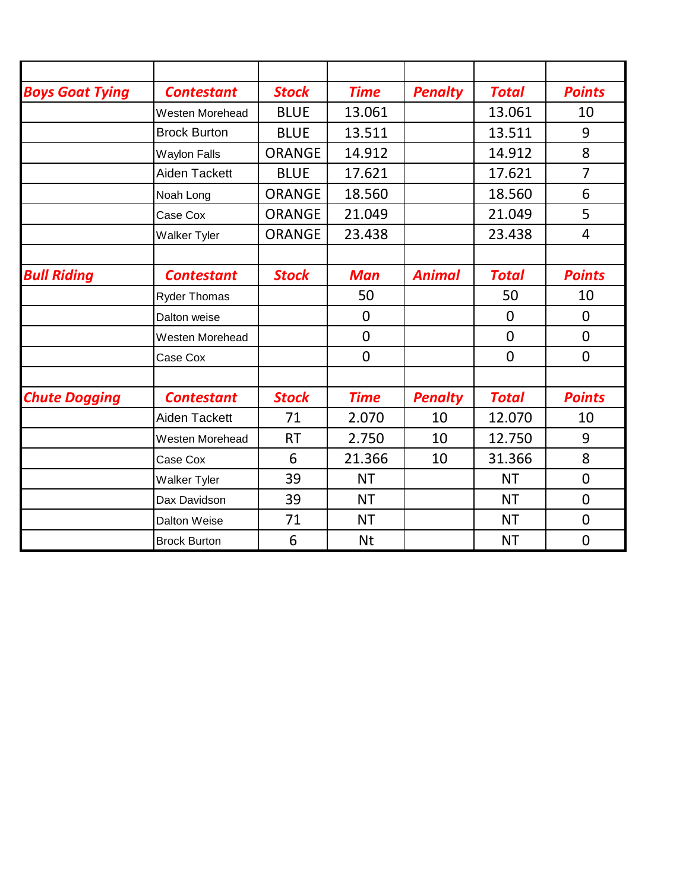| | | | | | | |
|---|---|---|---|---|---|---|
| **Boys Goat Tying** | **Contestant** | **Stock** | **Time** | **Penalty** | **Total** | **Points** |
| | Westen Morehead | BLUE | 13.061 | | 13.061 | 10 |
| | Brock Burton | BLUE | 13.511 | | 13.511 | 9 |
| | Waylon Falls | ORANGE | 14.912 | | 14.912 | 8 |
| | Aiden Tackett | BLUE | 17.621 | | 17.621 | 7 |
| | Noah Long | ORANGE | 18.560 | | 18.560 | 6 |
| | Case Cox | ORANGE | 21.049 | | 21.049 | 5 |
| | Walker Tyler | ORANGE | 23.438 | | 23.438 | 4 |
| | | | | | | |
| **Bull Riding** | **Contestant** | **Stock** | **Man** | **Animal** | **Total** | **Points** |
| | Ryder Thomas | | 50 | | 50 | 10 |
| | Dalton weise | | 0 | | 0 | 0 |
| | Westen Morehead | | 0 | | 0 | 0 |
| | Case Cox | | 0 | | 0 | 0 |
| | | | | | | |
| **Chute Dogging** | **Contestant** | **Stock** | **Time** | **Penalty** | **Total** | **Points** |
| | Aiden Tackett | 71 | 2.070 | 10 | 12.070 | 10 |
| | Westen Morehead | RT | 2.750 | 10 | 12.750 | 9 |
| | Case Cox | 6 | 21.366 | 10 | 31.366 | 8 |
| | Walker Tyler | 39 | NT | | NT | 0 |
| | Dax Davidson | 39 | NT | | NT | 0 |
| | Dalton Weise | 71 | NT | | NT | 0 |
| | Brock Burton | 6 | Nt | | NT | 0 |